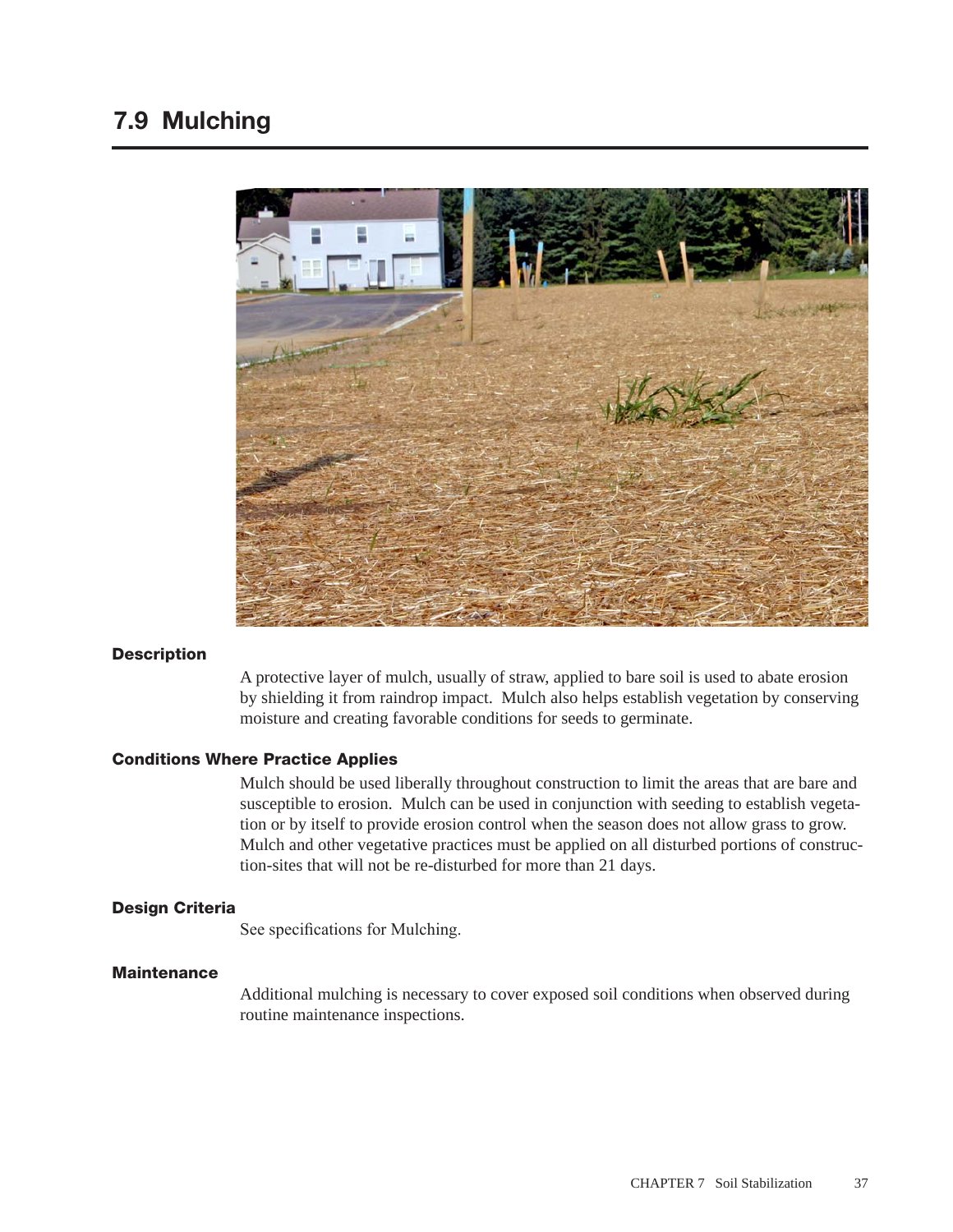## 7.9 Mulching

### Description

A protective layer of mulch, usually of straw, applied to bare soil is used to abate erosion by shielding it from raindrop impact. Mulch also helps establish vegetation by conserving moisture and creating favorable conditions for seeds to germinate.

### Conditions Where Practice Applies

Mulch should be used liberally throughout construction to limit the areas that are bare and susceptible to erosion. Mulch can be used in conjunction with seeding to establish vegetation or by itself to provide erosion control when the season does not allow grass to grow. Mulch and other vegetative practices must be applied on all disturbed portions of construction-sites that will not be re-disturbed for more than 21 days.

### Design Criteria

See specifications for Mulching.

### Maintenance

Additional mulching is necessary to cover exposed soil conditions when observed during routine maintenance inspections.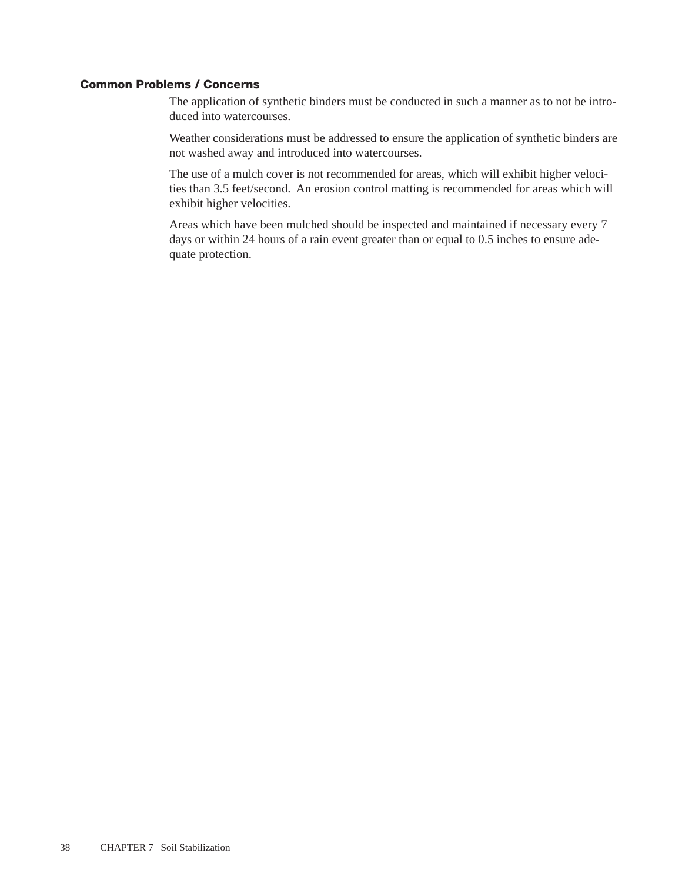### Common Problems / Concerns

The application of synthetic binders must be conducted in such a manner as to not be introduced into watercourses.

Weather considerations must be addressed to ensure the application of synthetic binders are not washed away and introduced into watercourses.

The use of a mulch cover is not recommended for areas, which will exhibit higher velocities than 3.5 feet/second. An erosion control matting is recommended for areas which will exhibit higher velocities.

Areas which have been mulched should be inspected and maintained if necessary every 7 days or within 24 hours of a rain event greater than or equal to 0.5 inches to ensure adequate protection.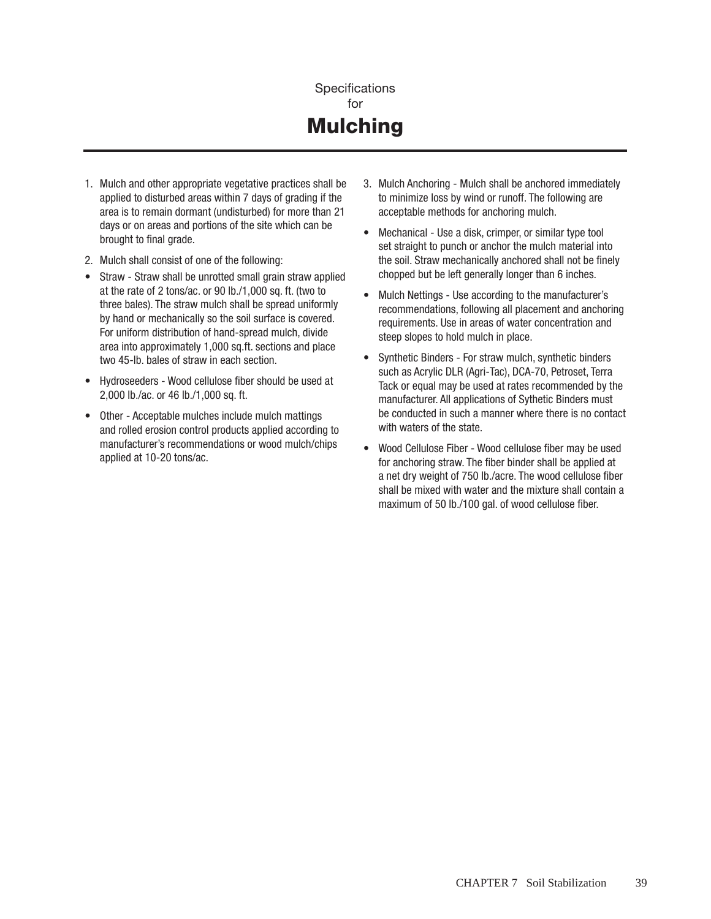Specifications
for

# Mulching

1. Mulch and other appropriate vegetative practices shall be applied to disturbed areas within 7 days of grading if the area is to remain dormant (undisturbed) for more than 21 days or on areas and portions of the site which can be brought to final grade.
2. Mulch shall consist of one of the following:

- Straw - Straw shall be unrotted small grain straw applied at the rate of 2 tons/ac. or 90 lb./1,000 sq. ft. (two to three bales). The straw mulch shall be spread uniformly by hand or mechanically so the soil surface is covered. For uniform distribution of hand-spread mulch, divide area into approximately 1,000 sq.ft. sections and place two 45-lb. bales of straw in each section.
- Hydroseeders - Wood cellulose fiber should be used at 2,000 lb./ac. or 46 lb./1,000 sq. ft.
- Other - Acceptable mulches include mulch mattings and rolled erosion control products applied according to manufacturer's recommendations or wood mulch/chips applied at 10-20 tons/ac.

3. Mulch Anchoring - Mulch shall be anchored immediately to minimize loss by wind or runoff. The following are acceptable methods for anchoring mulch.

- Mechanical - Use a disk, crimper, or similar type tool set straight to punch or anchor the mulch material into the soil. Straw mechanically anchored shall not be finely chopped but be left generally longer than 6 inches.
- Mulch Nettings - Use according to the manufacturer's recommendations, following all placement and anchoring requirements. Use in areas of water concentration and steep slopes to hold mulch in place.
- Synthetic Binders - For straw mulch, synthetic binders such as Acrylic DLR (Agri-Tac), DCA-70, Petroset, Terra Tack or equal may be used at rates recommended by the manufacturer. All applications of Sythetic Binders must be conducted in such a manner where there is no contact with waters of the state.
- Wood Cellulose Fiber - Wood cellulose fiber may be used for anchoring straw. The fiber binder shall be applied at a net dry weight of 750 lb./acre. The wood cellulose fiber shall be mixed with water and the mixture shall contain a maximum of 50 lb./100 gal. of wood cellulose fiber.